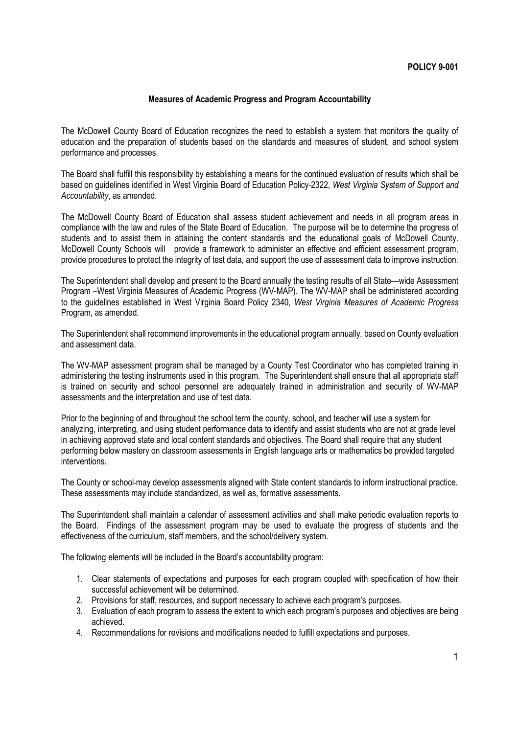**POLICY 9-001**

## Measures of Academic Progress and Program Accountability

The McDowell County Board of Education recognizes the need to establish a system that monitors the quality of education and the preparation of students based on the standards and measures of student, and school system performance and processes.

The Board shall fulfill this responsibility by establishing a means for the continued evaluation of results which shall be based on guidelines identified in West Virginia Board of Education Policy 2322, *West Virginia System of Support and Accountability*, as amended.

The McDowell County Board of Education shall assess student achievement and needs in all program areas in compliance with the law and rules of the State Board of Education. The purpose will be to determine the progress of students and to assist them in attaining the content standards and the educational goals of McDowell County. McDowell County Schools will provide a framework to administer an effective and efficient assessment program, provide procedures to protect the integrity of test data, and support the use of assessment data to improve instruction.

The Superintendent shall develop and present to the Board annually the testing results of all State—wide Assessment Program –West Virginia Measures of Academic Progress (WV-MAP). The WV-MAP shall be administered according to the guidelines established in West Virginia Board Policy 2340, *West Virginia Measures of Academic Progress* Program, as amended.

The Superintendent shall recommend improvements in the educational program annually, based on County evaluation and assessment data.

The WV-MAP assessment program shall be managed by a County Test Coordinator who has completed training in administering the testing instruments used in this program. The Superintendent shall ensure that all appropriate staff is trained on security and school personnel are adequately trained in administration and security of WV-MAP assessments and the interpretation and use of test data.

Prior to the beginning of and throughout the school term the county, school, and teacher will use a system for analyzing, interpreting, and using student performance data to identify and assist students who are not at grade level in achieving approved state and local content standards and objectives. The Board shall require that any student performing below mastery on classroom assessments in English language arts or mathematics be provided targeted interventions.

The County or school may develop assessments aligned with State content standards to inform instructional practice. These assessments may include standardized, as well as, formative assessments.

The Superintendent shall maintain a calendar of assessment activities and shall make periodic evaluation reports to the Board. Findings of the assessment program may be used to evaluate the progress of students and the effectiveness of the curriculum, staff members, and the school/delivery system.

The following elements will be included in the Board's accountability program:

1. Clear statements of expectations and purposes for each program coupled with specification of how their successful achievement will be determined.
2. Provisions for staff, resources, and support necessary to achieve each program's purposes.
3. Evaluation of each program to assess the extent to which each program's purposes and objectives are being achieved.
4. Recommendations for revisions and modifications needed to fulfill expectations and purposes.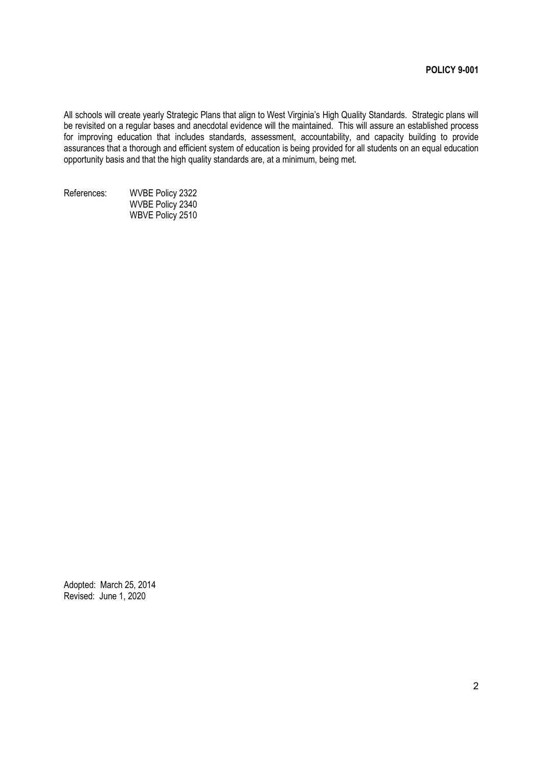**POLICY 9-001**

All schools will create yearly Strategic Plans that align to West Virginia's High Quality Standards. Strategic plans will be revisited on a regular bases and anecdotal evidence will the maintained. This will assure an established process for improving education that includes standards, assessment, accountability, and capacity building to provide assurances that a thorough and efficient system of education is being provided for all students on an equal education opportunity basis and that the high quality standards are, at a minimum, being met.

References: WVBE Policy 2322
WVBE Policy 2340
WBVE Policy 2510

Adopted: March 25, 2014
Revised: June 1, 2020